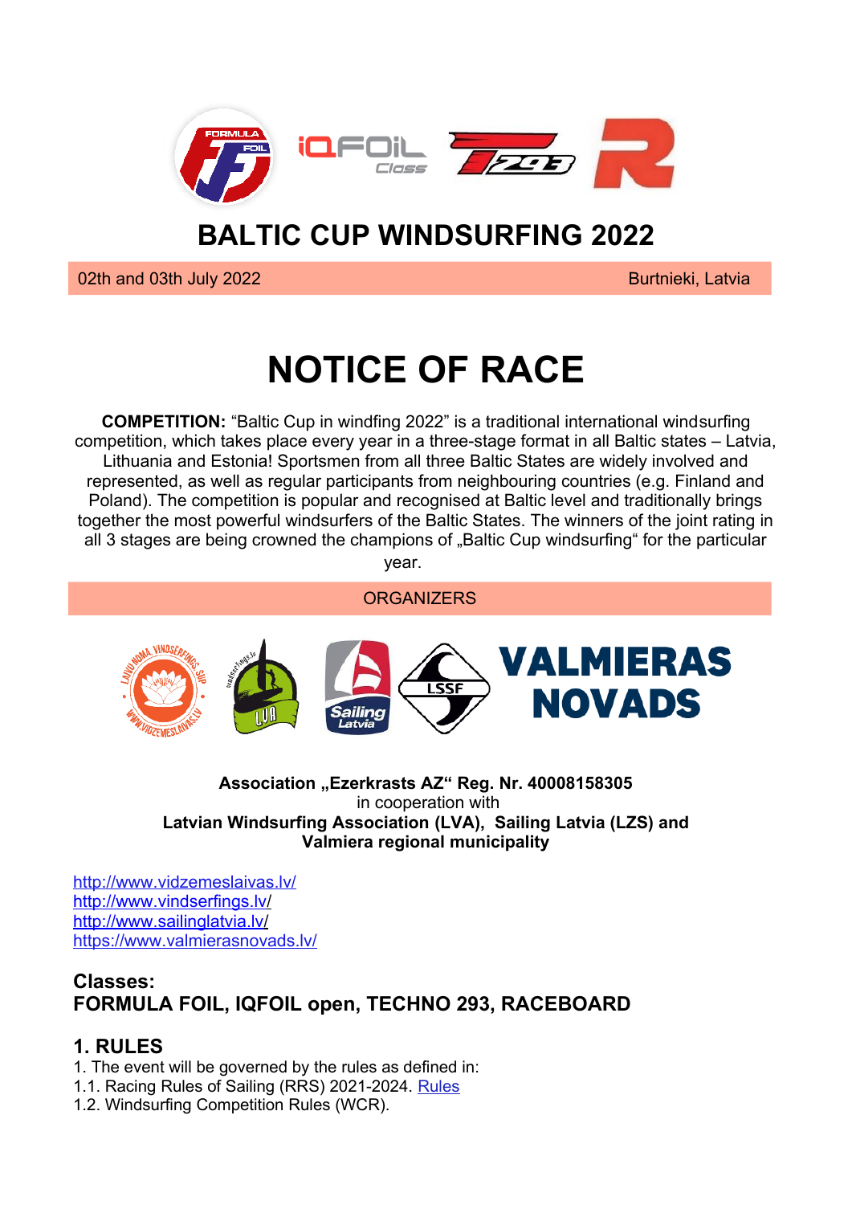# BALTIC CUP WINDSURFING 2022

02th and 03th July 2022 Burtnieki, Latvia

# NOTICE OF RACE

**COMPETITION:** "Baltic Cup in windfing 2022" is a traditional international windsurfing competition, which takes place every year in a three-stage format in all Baltic states – Latvia, Lithuania and Estonia! Sportsmen from all three Baltic States are widely involved and represented, as well as regular participants from neighbouring countries (e.g. Finland and Poland). The competition is popular and recognised at Baltic level and traditionally brings together the most powerful windsurfers of the Baltic States. The winners of the joint rating in all 3 stages are being crowned the champions of „Baltic Cup windsurfing" for the particular year.

ORGANIZERS

**Association „Ezerkrasts AZ" Reg. Nr. 40008158305**
in cooperation with
**Latvian Windsurfing Association (LVA), Sailing Latvia (LZS) and Valmiera regional municipality**

http://www.vidzemeslaivas.lv/
http://www.vindserfings.lv/
http://www.sailinglatvia.lv/
https://www.valmierasnovads.lv/

## Classes:
## FORMULA FOIL, IQFOIL open, TECHNO 293, RACEBOARD

## 1. RULES

1. The event will be governed by the rules as defined in:
1.1. Racing Rules of Sailing (RRS) 2021-2024. Rules
1.2. Windsurfing Competition Rules (WCR).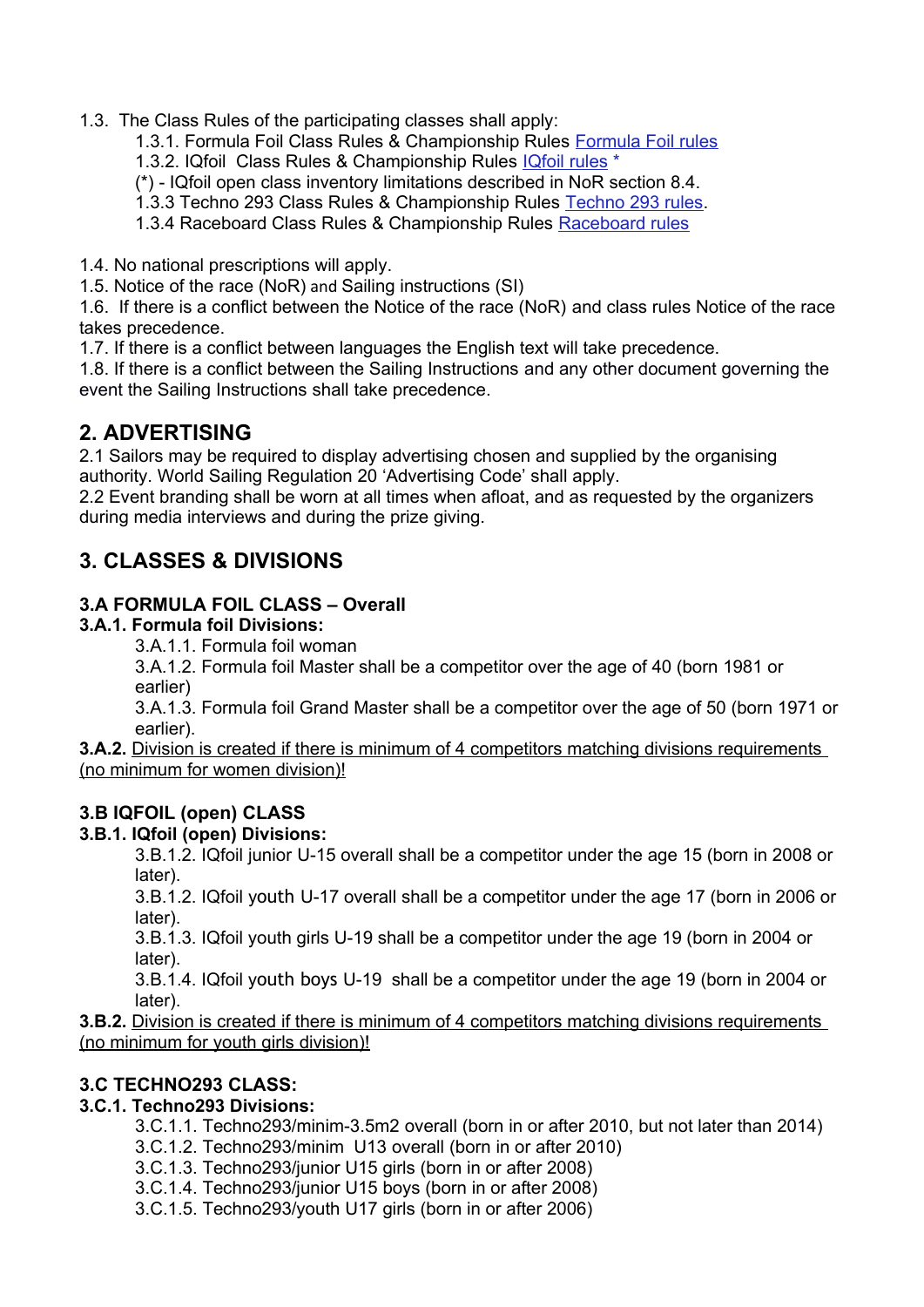1.3. The Class Rules of the participating classes shall apply:

   1.3.1. Formula Foil Class Rules & Championship Rules [Formula Foil rules](#)
   1.3.2. IQfoil Class Rules & Championship Rules [IQfoil rules](#) *
   (*) - IQfoil open class inventory limitations described in NoR section 8.4.
   1.3.3 Techno 293 Class Rules & Championship Rules [Techno 293 rules](#).
   1.3.4 Raceboard Class Rules & Championship Rules [Raceboard rules](#)

1.4. No national prescriptions will apply.
1.5. Notice of the race (NoR) and Sailing instructions (SI)
1.6. If there is a conflict between the Notice of the race (NoR) and class rules Notice of the race takes precedence.
1.7. If there is a conflict between languages the English text will take precedence.
1.8. If there is a conflict between the Sailing Instructions and any other document governing the event the Sailing Instructions shall take precedence.

## 2. ADVERTISING

2.1 Sailors may be required to display advertising chosen and supplied by the organising authority. World Sailing Regulation 20 'Advertising Code' shall apply.
2.2 Event branding shall be worn at all times when afloat, and as requested by the organizers during media interviews and during the prize giving.

## 3. CLASSES & DIVISIONS

### 3.A FORMULA FOIL CLASS – Overall

**3.A.1. Formula foil Divisions:**

   3.A.1.1. Formula foil woman
   3.A.1.2. Formula foil Master shall be a competitor over the age of 40 (born 1981 or earlier)
   3.A.1.3. Formula foil Grand Master shall be a competitor over the age of 50 (born 1971 or earlier).

**3.A.2.** Division is created if there is minimum of 4 competitors matching divisions requirements (no minimum for women division)!

### 3.B IQFOIL (open) CLASS

**3.B.1. IQfoil (open) Divisions:**

   3.B.1.2. IQfoil junior U-15 overall shall be a competitor under the age 15 (born in 2008 or later).
   3.B.1.2. IQfoil youth U-17 overall shall be a competitor under the age 17 (born in 2006 or later).
   3.B.1.3. IQfoil youth girls U-19 shall be a competitor under the age 19 (born in 2004 or later).
   3.B.1.4. IQfoil youth boys U-19 shall be a competitor under the age 19 (born in 2004 or later).

**3.B.2.** Division is created if there is minimum of 4 competitors matching divisions requirements (no minimum for youth girls division)!

### 3.C TECHNO293 CLASS:

**3.C.1. Techno293 Divisions:**

   3.C.1.1. Techno293/minim-3.5m2 overall (born in or after 2010, but not later than 2014)
   3.C.1.2. Techno293/minim U13 overall (born in or after 2010)
   3.C.1.3. Techno293/junior U15 girls (born in or after 2008)
   3.C.1.4. Techno293/junior U15 boys (born in or after 2008)
   3.C.1.5. Techno293/youth U17 girls (born in or after 2006)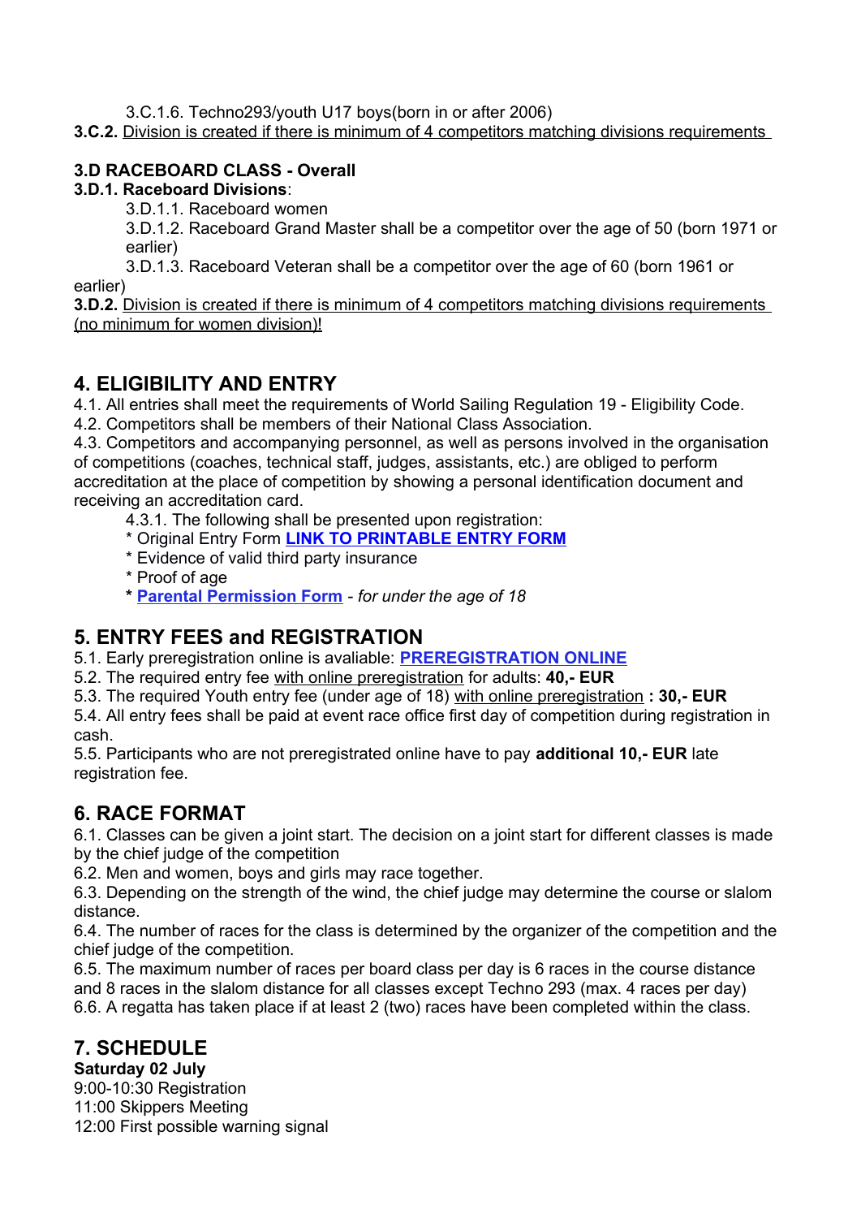3.C.1.6. Techno293/youth U17 boys(born in or after 2006)

**3.C.2.** <u>Division is created if there is minimum of 4 competitors matching divisions requirements</u>

**3.D RACEBOARD CLASS - Overall**

**3.D.1. Raceboard Divisions**:

3.D.1.1. Raceboard women

3.D.1.2. Raceboard Grand Master shall be a competitor over the age of 50 (born 1971 or earlier)

3.D.1.3. Raceboard Veteran shall be a competitor over the age of 60 (born 1961 or earlier)

**3.D.2.** <u>Division is created if there is minimum of 4 competitors matching divisions requirements (no minimum for women division)!</u>

## 4. ELIGIBILITY AND ENTRY

4.1. All entries shall meet the requirements of World Sailing Regulation 19 - Eligibility Code.

4.2. Competitors shall be members of their National Class Association.

4.3. Competitors and accompanying personnel, as well as persons involved in the organisation of competitions (coaches, technical staff, judges, assistants, etc.) are obliged to perform accreditation at the place of competition by showing a personal identification document and receiving an accreditation card.

4.3.1. The following shall be presented upon registration:

* Original Entry Form **LINK TO PRINTABLE ENTRY FORM**
* Evidence of valid third party insurance
* Proof of age
* **Parental Permission Form** - *for under the age of 18*

## 5. ENTRY FEES and REGISTRATION

5.1. Early preregistration online is avaliable: **PREREGISTRATION ONLINE**

5.2. The required entry fee <u>with online preregistration</u> for adults: **40,- EUR**

5.3. The required Youth entry fee (under age of 18) <u>with online preregistration</u> **: 30,- EUR**

5.4. All entry fees shall be paid at event race office first day of competition during registration in cash.

5.5. Participants who are not preregistrated online have to pay **additional 10,- EUR** late registration fee.

## 6. RACE FORMAT

6.1. Classes can be given a joint start. The decision on a joint start for different classes is made by the chief judge of the competition

6.2. Men and women, boys and girls may race together.

6.3. Depending on the strength of the wind, the chief judge may determine the course or slalom distance.

6.4. The number of races for the class is determined by the organizer of the competition and the chief judge of the competition.

6.5. The maximum number of races per board class per day is 6 races in the course distance and 8 races in the slalom distance for all classes except Techno 293 (max. 4 races per day)

6.6. A regatta has taken place if at least 2 (two) races have been completed within the class.

## 7. SCHEDULE

**Saturday 02 July**

9:00-10:30 Registration

11:00 Skippers Meeting

12:00 First possible warning signal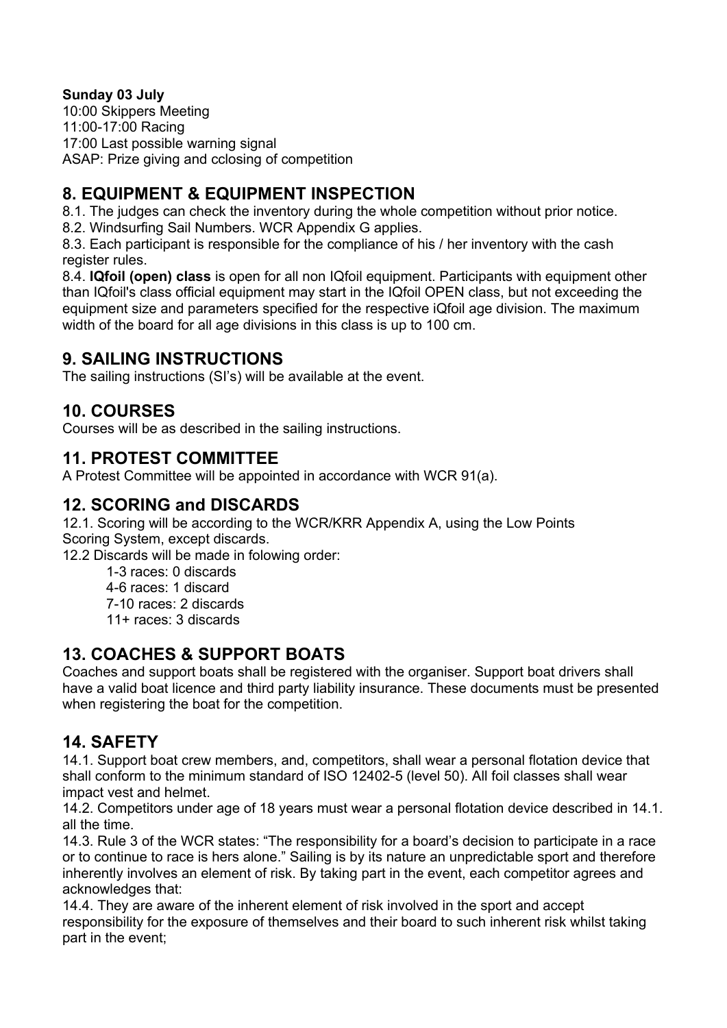**Sunday 03 July**
10:00 Skippers Meeting
11:00-17:00 Racing
17:00 Last possible warning signal
ASAP: Prize giving and cclosing of competition

## 8. EQUIPMENT & EQUIPMENT INSPECTION

8.1. The judges can check the inventory during the whole competition without prior notice.
8.2. Windsurfing Sail Numbers. WCR Appendix G applies.
8.3. Each participant is responsible for the compliance of his / her inventory with the cash register rules.
8.4. **IQfoil (open) class** is open for all non IQfoil equipment. Participants with equipment other than IQfoil's class official equipment may start in the IQfoil OPEN class, but not exceeding the equipment size and parameters specified for the respective iQfoil age division. The maximum width of the board for all age divisions in this class is up to 100 cm.

## 9. SAILING INSTRUCTIONS

The sailing instructions (SI's) will be available at the event.

## 10. COURSES

Courses will be as described in the sailing instructions.

## 11. PROTEST COMMITTEE

A Protest Committee will be appointed in accordance with WCR 91(a).

## 12. SCORING and DISCARDS

12.1. Scoring will be according to the WCR/KRR Appendix A, using the Low Points Scoring System, except discards.
12.2 Discards will be made in folowing order:

- 1-3 races: 0 discards
- 4-6 races: 1 discard
- 7-10 races: 2 discards
- 11+ races: 3 discards

## 13. COACHES & SUPPORT BOATS

Coaches and support boats shall be registered with the organiser. Support boat drivers shall have a valid boat licence and third party liability insurance. These documents must be presented when registering the boat for the competition.

## 14. SAFETY

14.1. Support boat crew members, and, competitors, shall wear a personal flotation device that shall conform to the minimum standard of ISO 12402-5 (level 50). All foil classes shall wear impact vest and helmet.
14.2. Competitors under age of 18 years must wear a personal flotation device described in 14.1. all the time.
14.3. Rule 3 of the WCR states: "The responsibility for a board's decision to participate in a race or to continue to race is hers alone." Sailing is by its nature an unpredictable sport and therefore inherently involves an element of risk. By taking part in the event, each competitor agrees and acknowledges that:
14.4. They are aware of the inherent element of risk involved in the sport and accept responsibility for the exposure of themselves and their board to such inherent risk whilst taking part in the event;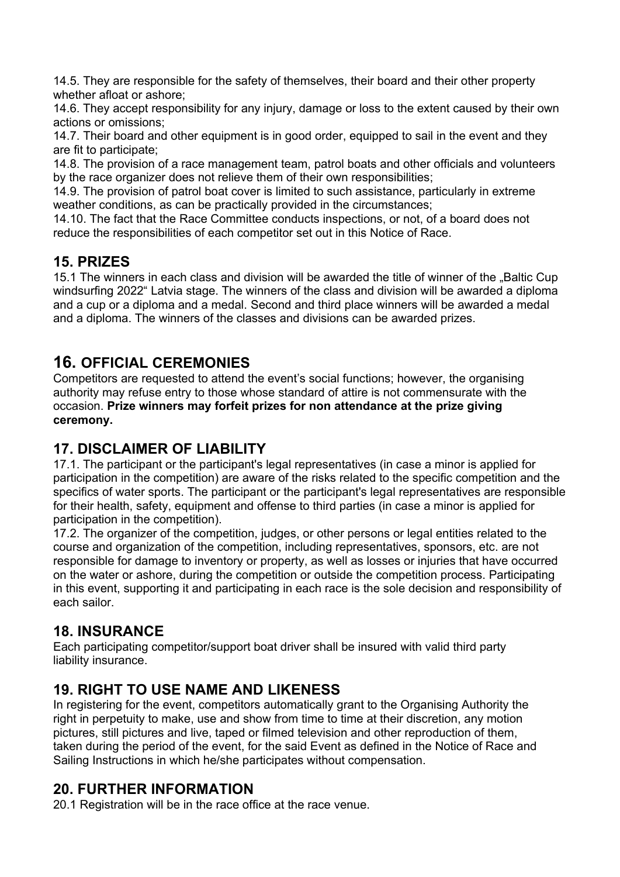14.5. They are responsible for the safety of themselves, their board and their other property whether afloat or ashore;

14.6. They accept responsibility for any injury, damage or loss to the extent caused by their own actions or omissions;

14.7. Their board and other equipment is in good order, equipped to sail in the event and they are fit to participate;

14.8. The provision of a race management team, patrol boats and other officials and volunteers by the race organizer does not relieve them of their own responsibilities;

14.9. The provision of patrol boat cover is limited to such assistance, particularly in extreme weather conditions, as can be practically provided in the circumstances;

14.10. The fact that the Race Committee conducts inspections, or not, of a board does not reduce the responsibilities of each competitor set out in this Notice of Race.

## 15. PRIZES

15.1 The winners in each class and division will be awarded the title of winner of the „Baltic Cup windsurfing 2022" Latvia stage. The winners of the class and division will be awarded a diploma and a cup or a diploma and a medal. Second and third place winners will be awarded a medal and a diploma. The winners of the classes and divisions can be awarded prizes.

## 16. OFFICIAL CEREMONIES

Competitors are requested to attend the event's social functions; however, the organising authority may refuse entry to those whose standard of attire is not commensurate with the occasion. **Prize winners may forfeit prizes for non attendance at the prize giving ceremony.**

## 17. DISCLAIMER OF LIABILITY

17.1. The participant or the participant's legal representatives (in case a minor is applied for participation in the competition) are aware of the risks related to the specific competition and the specifics of water sports. The participant or the participant's legal representatives are responsible for their health, safety, equipment and offense to third parties (in case a minor is applied for participation in the competition).

17.2. The organizer of the competition, judges, or other persons or legal entities related to the course and organization of the competition, including representatives, sponsors, etc. are not responsible for damage to inventory or property, as well as losses or injuries that have occurred on the water or ashore, during the competition or outside the competition process. Participating in this event, supporting it and participating in each race is the sole decision and responsibility of each sailor.

## 18. INSURANCE

Each participating competitor/support boat driver shall be insured with valid third party liability insurance.

## 19. RIGHT TO USE NAME AND LIKENESS

In registering for the event, competitors automatically grant to the Organising Authority the right in perpetuity to make, use and show from time to time at their discretion, any motion pictures, still pictures and live, taped or filmed television and other reproduction of them, taken during the period of the event, for the said Event as defined in the Notice of Race and Sailing Instructions in which he/she participates without compensation.

## 20. FURTHER INFORMATION

20.1 Registration will be in the race office at the race venue.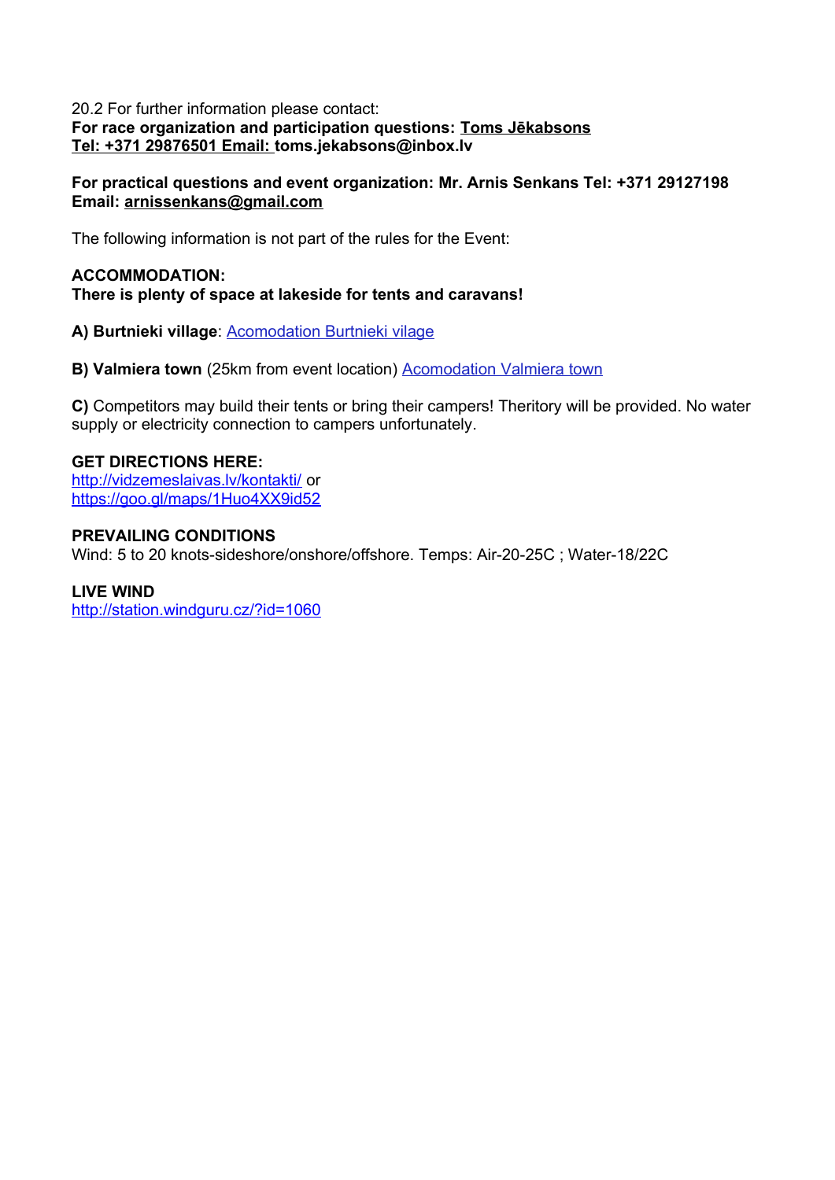20.2 For further information please contact:
**For race organization and participation questions: Toms Jēkabsons**
**Tel: +371 29876501 Email: toms.jekabsons@inbox.lv**

**For practical questions and event organization: Mr. Arnis Senkans Tel: +371 29127198**
**Email: arnissenkans@gmail.com**

The following information is not part of the rules for the Event:

**ACCOMMODATION:**
**There is plenty of space at lakeside for tents and caravans!**

**A) Burtnieki village**: Acomodation Burtnieki vilage

**B) Valmiera town** (25km from event location) Acomodation Valmiera town

**C)** Competitors may build their tents or bring their campers! Theritory will be provided. No water supply or electricity connection to campers unfortunately.

**GET DIRECTIONS HERE:**
http://vidzemeslaivas.lv/kontakti/ or
https://goo.gl/maps/1Huo4XX9id52

**PREVAILING CONDITIONS**
Wind: 5 to 20 knots-sideshore/onshore/offshore. Temps: Air-20-25C ; Water-18/22C

**LIVE WIND**
http://station.windguru.cz/?id=1060